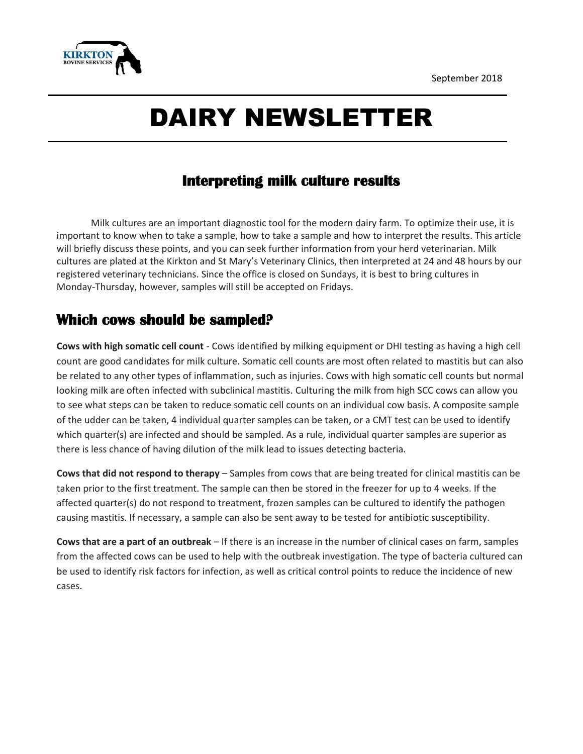September 2018

# DAIRY NEWSLETTER

## Interpreting milk culture results

Milk cultures are an important diagnostic tool for the modern dairy farm. To optimize their use, it is important to know when to take a sample, how to take a sample and how to interpret the results. This article will briefly discuss these points, and you can seek further information from your herd veterinarian. Milk cultures are plated at the Kirkton and St Mary's Veterinary Clinics, then interpreted at 24 and 48 hours by our registered veterinary technicians. Since the office is closed on Sundays, it is best to bring cultures in Monday-Thursday, however, samples will still be accepted on Fridays.

## Which cows should be sampled?

**Cows with high somatic cell count** - Cows identified by milking equipment or DHI testing as having a high cell count are good candidates for milk culture. Somatic cell counts are most often related to mastitis but can also be related to any other types of inflammation, such as injuries. Cows with high somatic cell counts but normal looking milk are often infected with subclinical mastitis. Culturing the milk from high SCC cows can allow you to see what steps can be taken to reduce somatic cell counts on an individual cow basis. A composite sample of the udder can be taken, 4 individual quarter samples can be taken, or a CMT test can be used to identify which quarter(s) are infected and should be sampled. As a rule, individual quarter samples are superior as there is less chance of having dilution of the milk lead to issues detecting bacteria.

**Cows that did not respond to therapy** – Samples from cows that are being treated for clinical mastitis can be taken prior to the first treatment. The sample can then be stored in the freezer for up to 4 weeks. If the affected quarter(s) do not respond to treatment, frozen samples can be cultured to identify the pathogen causing mastitis. If necessary, a sample can also be sent away to be tested for antibiotic susceptibility.

**Cows that are a part of an outbreak** – If there is an increase in the number of clinical cases on farm, samples from the affected cows can be used to help with the outbreak investigation. The type of bacteria cultured can be used to identify risk factors for infection, as well as critical control points to reduce the incidence of new cases.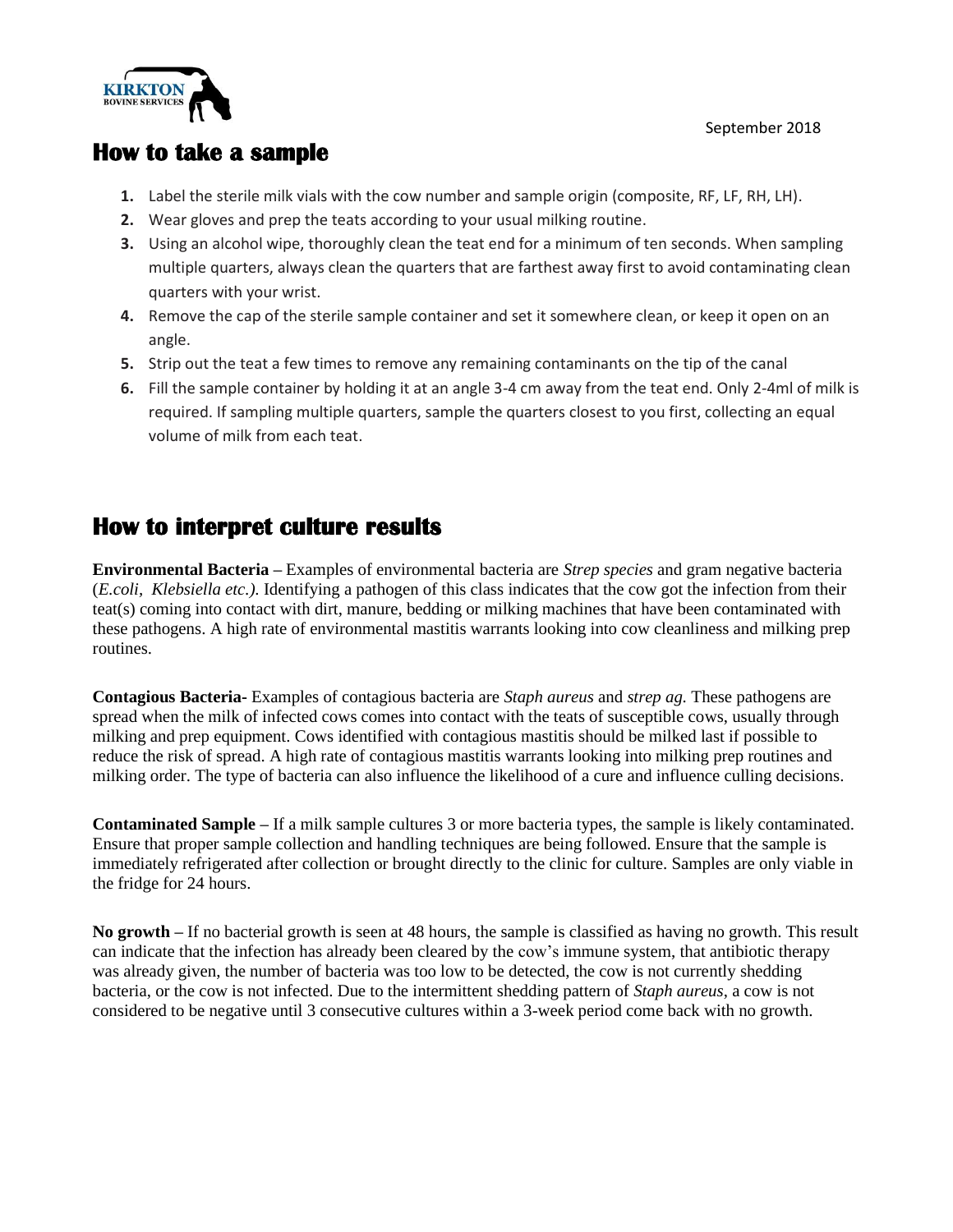KIRKTON BOVINE SERVICES

September 2018

## How to take a sample

1. Label the sterile milk vials with the cow number and sample origin (composite, RF, LF, RH, LH).
2. Wear gloves and prep the teats according to your usual milking routine.
3. Using an alcohol wipe, thoroughly clean the teat end for a minimum of ten seconds. When sampling multiple quarters, always clean the quarters that are farthest away first to avoid contaminating clean quarters with your wrist.
4. Remove the cap of the sterile sample container and set it somewhere clean, or keep it open on an angle.
5. Strip out the teat a few times to remove any remaining contaminants on the tip of the canal
6. Fill the sample container by holding it at an angle 3-4 cm away from the teat end. Only 2-4ml of milk is required. If sampling multiple quarters, sample the quarters closest to you first, collecting an equal volume of milk from each teat.

## How to interpret culture results

**Environmental Bacteria –** Examples of environmental bacteria are *Strep species* and gram negative bacteria (*E.coli, Klebsiella etc.).* Identifying a pathogen of this class indicates that the cow got the infection from their teat(s) coming into contact with dirt, manure, bedding or milking machines that have been contaminated with these pathogens. A high rate of environmental mastitis warrants looking into cow cleanliness and milking prep routines.

**Contagious Bacteria-** Examples of contagious bacteria are *Staph aureus* and *strep ag.* These pathogens are spread when the milk of infected cows comes into contact with the teats of susceptible cows, usually through milking and prep equipment. Cows identified with contagious mastitis should be milked last if possible to reduce the risk of spread. A high rate of contagious mastitis warrants looking into milking prep routines and milking order. The type of bacteria can also influence the likelihood of a cure and influence culling decisions.

**Contaminated Sample –** If a milk sample cultures 3 or more bacteria types, the sample is likely contaminated. Ensure that proper sample collection and handling techniques are being followed. Ensure that the sample is immediately refrigerated after collection or brought directly to the clinic for culture. Samples are only viable in the fridge for 24 hours.

**No growth –** If no bacterial growth is seen at 48 hours, the sample is classified as having no growth. This result can indicate that the infection has already been cleared by the cow's immune system, that antibiotic therapy was already given, the number of bacteria was too low to be detected, the cow is not currently shedding bacteria, or the cow is not infected. Due to the intermittent shedding pattern of *Staph aureus*, a cow is not considered to be negative until 3 consecutive cultures within a 3-week period come back with no growth.